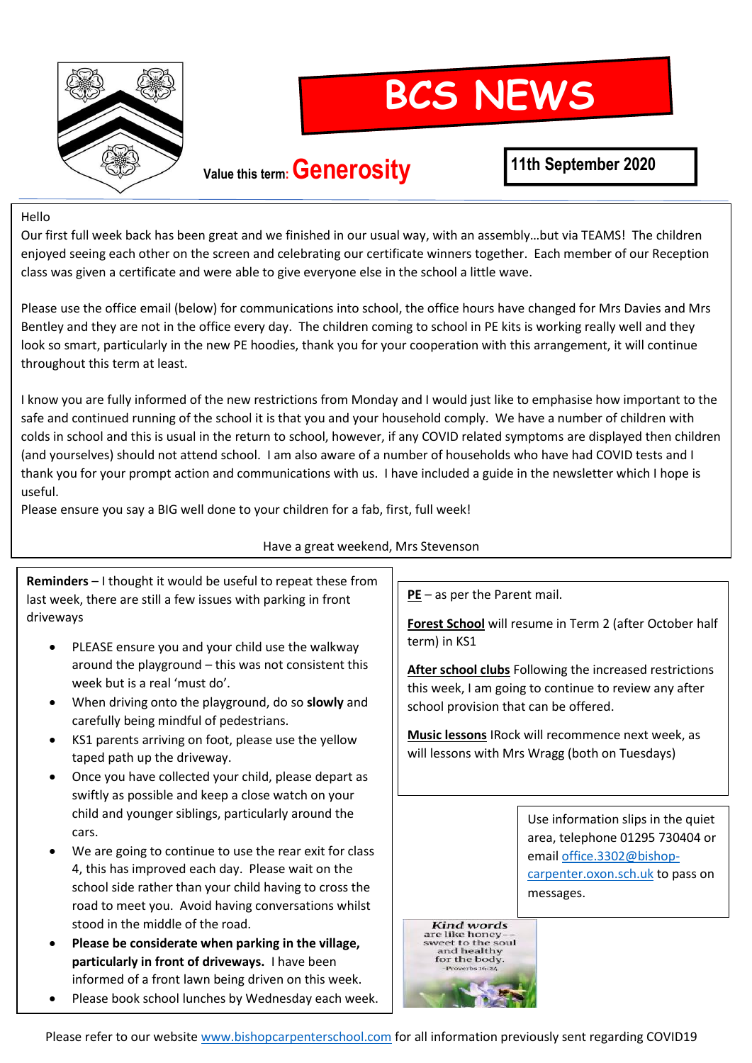# BCS NEWS

Value this term: **Generosity**

**11th September 2020**

Hello

Our first full week back has been great and we finished in our usual way, with an assembly…but via TEAMS! The children enjoyed seeing each other on the screen and celebrating our certificate winners together. Each member of our Reception class was given a certificate and were able to give everyone else in the school a little wave.

Please use the office email (below) for communications into school, the office hours have changed for Mrs Davies and Mrs Bentley and they are not in the office every day. The children coming to school in PE kits is working really well and they look so smart, particularly in the new PE hoodies, thank you for your cooperation with this arrangement, it will continue throughout this term at least.

I know you are fully informed of the new restrictions from Monday and I would just like to emphasise how important to the safe and continued running of the school it is that you and your household comply. We have a number of children with colds in school and this is usual in the return to school, however, if any COVID related symptoms are displayed then children (and yourselves) should not attend school. I am also aware of a number of households who have had COVID tests and I thank you for your prompt action and communications with us. I have included a guide in the newsletter which I hope is useful.

Please ensure you say a BIG well done to your children for a fab, first, full week!

Have a great weekend, Mrs Stevenson

**Reminders** – I thought it would be useful to repeat these from last week, there are still a few issues with parking in front driveways

- PLEASE ensure you and your child use the walkway around the playground – this was not consistent this week but is a real 'must do'.
- When driving onto the playground, do so **slowly** and carefully being mindful of pedestrians.
- KS1 parents arriving on foot, please use the yellow taped path up the driveway.
- Once you have collected your child, please depart as swiftly as possible and keep a close watch on your child and younger siblings, particularly around the cars.
- We are going to continue to use the rear exit for class 4, this has improved each day. Please wait on the school side rather than your child having to cross the road to meet you. Avoid having conversations whilst stood in the middle of the road.
- **Please be considerate when parking in the village, particularly in front of driveways.** I have been informed of a front lawn being driven on this week.
- Please book school lunches by Wednesday each week.

**PE** – as per the Parent mail.

**Forest School** will resume in Term 2 (after October half term) in KS1

**After school clubs** Following the increased restrictions this week, I am going to continue to review any after school provision that can be offered.

**Music lessons** IRock will recommence next week, as will lessons with Mrs Wragg (both on Tuesdays)

Use information slips in the quiet area, telephone 01295 730404 or email office.3302@bishop-carpenter.oxon.sch.uk to pass on messages.

Kind words are like honey – – sweet to the soul and healthy for the body. – Proverbs 16:24

Please refer to our website www.bishopcarpenterschool.com for all information previously sent regarding COVID19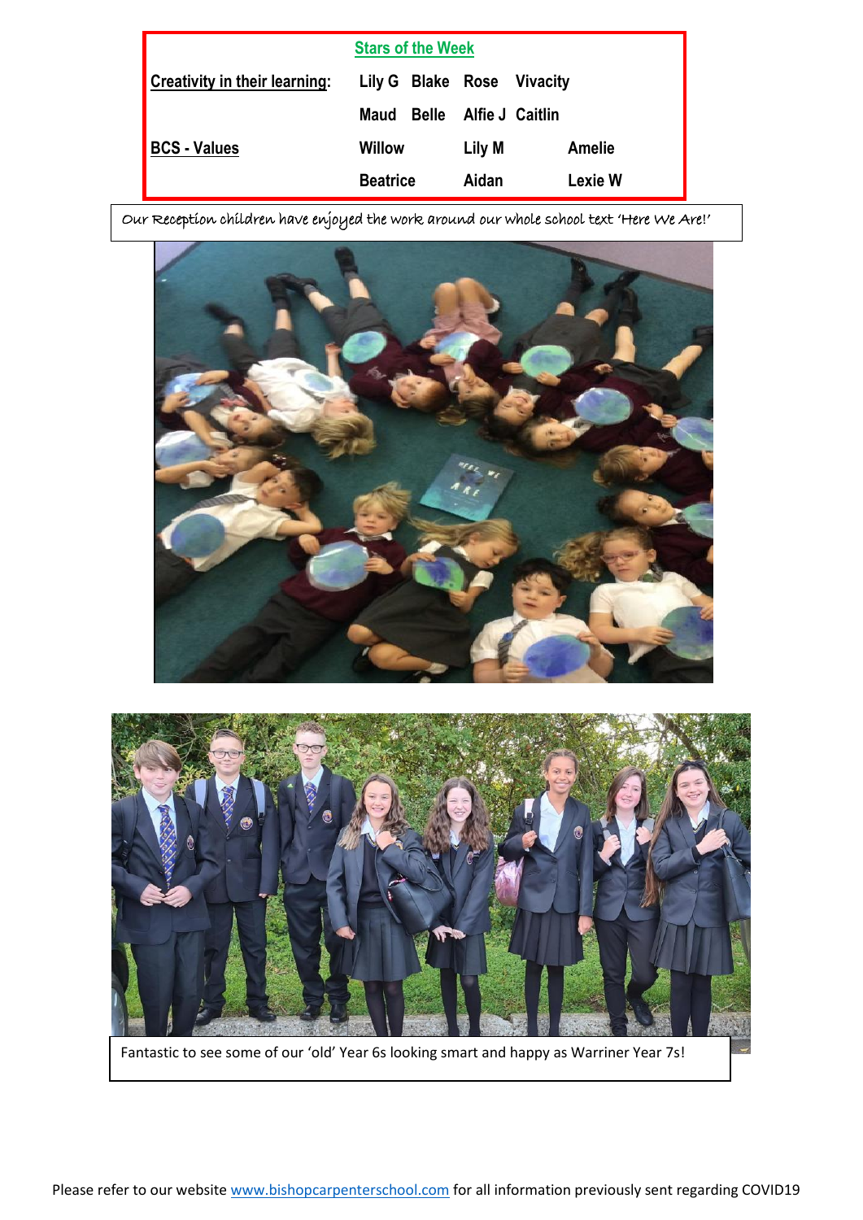**Stars of the Week**

| | | | | |
|---|---|---|---|---|
| **Creativity in their learning:** | Lily G | Blake | Rose | Vivacity |
| | Maud | Belle | Alfie J | Caitlin |
| **BCS - Values** | Willow | | Lily M | Amelie |
| | Beatrice | | Aidan | Lexie W |

Our Reception children have enjoyed the work around our whole school text 'Here We Are!'

Fantastic to see some of our 'old' Year 6s looking smart and happy as Warriner Year 7s!

Please refer to our website www.bishopcarpenterschool.com for all information previously sent regarding COVID19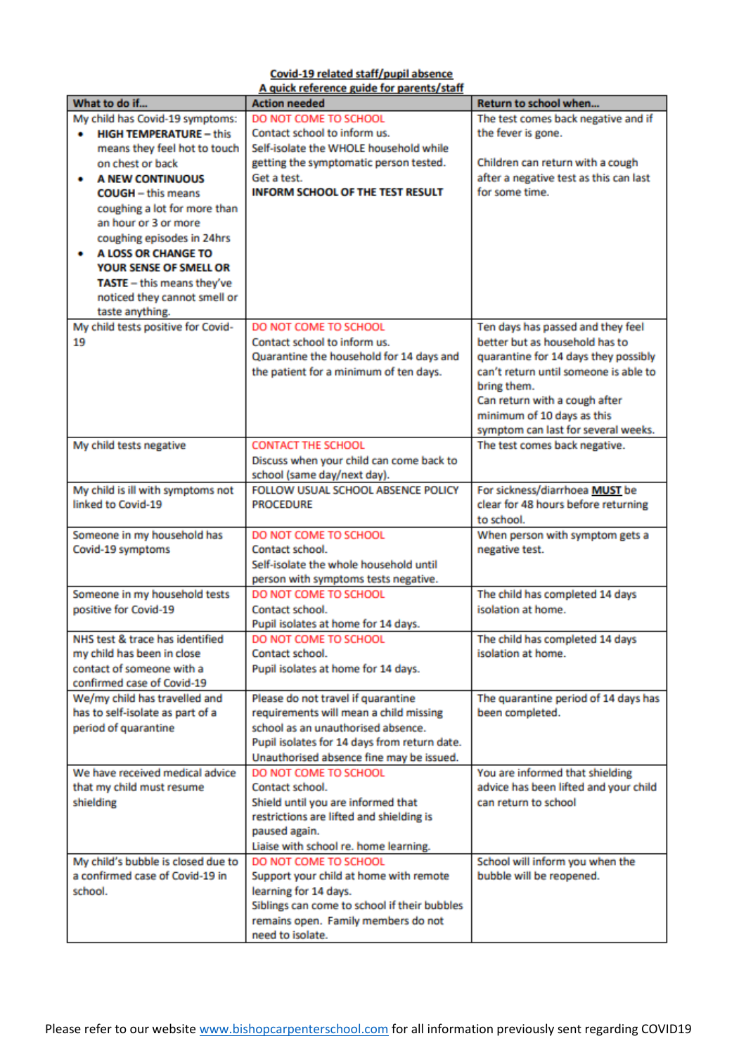**Covid-19 related staff/pupil absence**
**A quick reference guide for parents/staff**

| What to do if… | Action needed | Return to school when… |
|---|---|---|
| My child has Covid-19 symptoms: <br>• **HIGH TEMPERATURE** – this means they feel hot to touch on chest or back <br>• **A NEW CONTINUOUS COUGH** – this means coughing a lot for more than an hour or 3 or more coughing episodes in 24hrs <br>• **A LOSS OR CHANGE TO YOUR SENSE OF SMELL OR TASTE** – this means they've noticed they cannot smell or taste anything. | DO NOT COME TO SCHOOL <br>Contact school to inform us. <br>Self-isolate the WHOLE household while getting the symptomatic person tested. <br>Get a test. <br>**INFORM SCHOOL OF THE TEST RESULT** | The test comes back negative and if the fever is gone. <br><br>Children can return with a cough after a negative test as this can last for some time. |
| My child tests positive for Covid-19 | DO NOT COME TO SCHOOL <br>Contact school to inform us. <br>Quarantine the household for 14 days and the patient for a minimum of ten days. | Ten days has passed and they feel better but as household has to quarantine for 14 days they possibly can't return until someone is able to bring them. <br>Can return with a cough after minimum of 10 days as this symptom can last for several weeks. |
| My child tests negative | CONTACT THE SCHOOL <br>Discuss when your child can come back to school (same day/next day). | The test comes back negative. |
| My child is ill with symptoms not linked to Covid-19 | FOLLOW USUAL SCHOOL ABSENCE POLICY PROCEDURE | For sickness/diarrhoea **MUST** be clear for 48 hours before returning to school. |
| Someone in my household has Covid-19 symptoms | DO NOT COME TO SCHOOL <br>Contact school. <br>Self-isolate the whole household until person with symptoms tests negative. | When person with symptom gets a negative test. |
| Someone in my household tests positive for Covid-19 | DO NOT COME TO SCHOOL <br>Contact school. <br>Pupil isolates at home for 14 days. | The child has completed 14 days isolation at home. |
| NHS test & trace has identified my child has been in close contact of someone with a confirmed case of Covid-19 | DO NOT COME TO SCHOOL <br>Contact school. <br>Pupil isolates at home for 14 days. | The child has completed 14 days isolation at home. |
| We/my child has travelled and has to self-isolate as part of a period of quarantine | Please do not travel if quarantine requirements will mean a child missing school as an unauthorised absence. <br>Pupil isolates for 14 days from return date. <br>Unauthorised absence fine may be issued. | The quarantine period of 14 days has been completed. |
| We have received medical advice that my child must resume shielding | DO NOT COME TO SCHOOL <br>Contact school. <br>Shield until you are informed that restrictions are lifted and shielding is paused again. <br>Liaise with school re. home learning. | You are informed that shielding advice has been lifted and your child can return to school |
| My child's bubble is closed due to a confirmed case of Covid-19 in school. | DO NOT COME TO SCHOOL <br>Support your child at home with remote learning for 14 days. <br>Siblings can come to school if their bubbles remains open. Family members do not need to isolate. | School will inform you when the bubble will be reopened. |

Please refer to our website www.bishopcarpenterschool.com for all information previously sent regarding COVID19